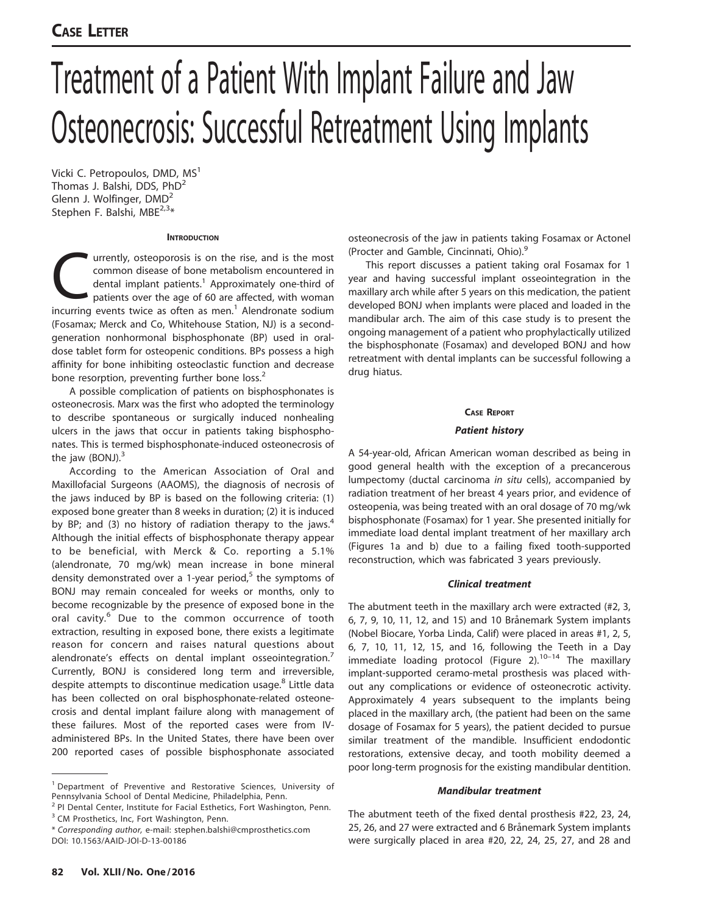**Case Letter**

# Treatment of a Patient With Implant Failure and Jaw Osteonecrosis: Successful Retreatment Using Implants

Vicki C. Petropoulos, DMD, MS[1]
Thomas J. Balshi, DDS, PhD[2]
Glenn J. Wolfinger, DMD[2]
Stephen F. Balshi, MBE[2,3]*

## Introduction

Currently, osteoporosis is on the rise, and is the most common disease of bone metabolism encountered in dental implant patients.[1] Approximately one-third of patients over the age of 60 are affected, with woman incurring events twice as often as men.[1] Alendronate sodium (Fosamax; Merck and Co, Whitehouse Station, NJ) is a second-generation nonhormonal bisphosphonate (BP) used in oral-dose tablet form for osteopenic conditions. BPs possess a high affinity for bone inhibiting osteoclastic function and decrease bone resorption, preventing further bone loss.[2]

A possible complication of patients on bisphosphonates is osteonecrosis. Marx was the first who adopted the terminology to describe spontaneous or surgically induced nonhealing ulcers in the jaws that occur in patients taking bisphosphonates. This is termed bisphosphonate-induced osteonecrosis of the jaw (BONJ).[3]

According to the American Association of Oral and Maxillofacial Surgeons (AAOMS), the diagnosis of necrosis of the jaws induced by BP is based on the following criteria: (1) exposed bone greater than 8 weeks in duration; (2) it is induced by BP; and (3) no history of radiation therapy to the jaws.[4] Although the initial effects of bisphosphonate therapy appear to be beneficial, with Merck & Co. reporting a 5.1% (alendronate, 70 mg/wk) mean increase in bone mineral density demonstrated over a 1-year period,[5] the symptoms of BONJ may remain concealed for weeks or months, only to become recognizable by the presence of exposed bone in the oral cavity.[6] Due to the common occurrence of tooth extraction, resulting in exposed bone, there exists a legitimate reason for concern and raises natural questions about alendronate's effects on dental implant osseointegration.[7] Currently, BONJ is considered long term and irreversible, despite attempts to discontinue medication usage.[8] Little data has been collected on oral bisphosphonate-related osteonecrosis and dental implant failure along with management of these failures. Most of the reported cases were from IV-administered BPs. In the United States, there have been over 200 reported cases of possible bisphosphonate associated osteonecrosis of the jaw in patients taking Fosamax or Actonel (Procter and Gamble, Cincinnati, Ohio).[9]

This report discusses a patient taking oral Fosamax for 1 year and having successful implant osseointegration in the maxillary arch while after 5 years on this medication, the patient developed BONJ when implants were placed and loaded in the mandibular arch. The aim of this case study is to present the ongoing management of a patient who prophylactically utilized the bisphosphonate (Fosamax) and developed BONJ and how retreatment with dental implants can be successful following a drug hiatus.

## Case Report

### Patient history

A 54-year-old, African American woman described as being in good general health with the exception of a precancerous lumpectomy (ductal carcinoma *in situ* cells), accompanied by radiation treatment of her breast 4 years prior, and evidence of osteopenia, was being treated with an oral dosage of 70 mg/wk bisphosphonate (Fosamax) for 1 year. She presented initially for immediate load dental implant treatment of her maxillary arch (Figures 1a and b) due to a failing fixed tooth-supported reconstruction, which was fabricated 3 years previously.

### Clinical treatment

The abutment teeth in the maxillary arch were extracted (#2, 3, 6, 7, 9, 10, 11, 12, and 15) and 10 Brånemark System implants (Nobel Biocare, Yorba Linda, Calif) were placed in areas #1, 2, 5, 6, 7, 10, 11, 12, 15, and 16, following the Teeth in a Day immediate loading protocol (Figure 2).[10–14] The maxillary implant-supported ceramo-metal prosthesis was placed without any complications or evidence of osteonecrotic activity. Approximately 4 years subsequent to the implants being placed in the maxillary arch, (the patient had been on the same dosage of Fosamax for 5 years), the patient decided to pursue similar treatment of the mandible. Insufficient endodontic restorations, extensive decay, and tooth mobility deemed a poor long-term prognosis for the existing mandibular dentition.

### Mandibular treatment

The abutment teeth of the fixed dental prosthesis #22, 23, 24, 25, 26, and 27 were extracted and 6 Brånemark System implants were surgically placed in area #20, 22, 24, 25, 27, and 28 and

---

[1] Department of Preventive and Restorative Sciences, University of Pennsylvania School of Dental Medicine, Philadelphia, Penn.
[2] PI Dental Center, Institute for Facial Esthetics, Fort Washington, Penn.
[3] CM Prosthetics, Inc, Fort Washington, Penn.
* *Corresponding author,* e-mail: stephen.balshi@cmprosthetics.com
DOI: 10.1563/AAID-JOI-D-13-00186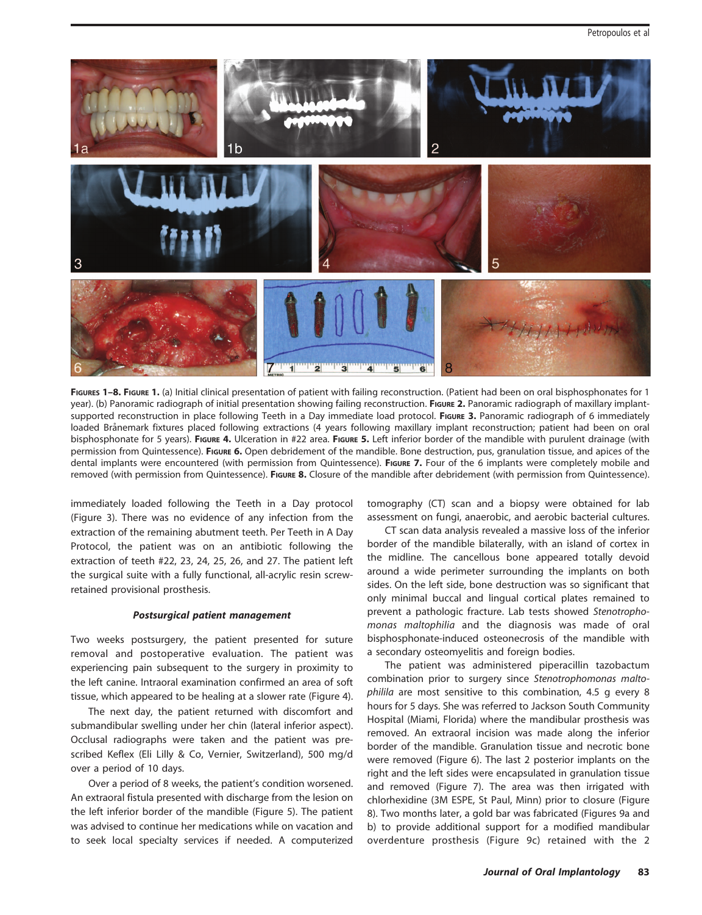**Figures 1–8. Figure 1.** (a) Initial clinical presentation of patient with failing reconstruction. (Patient had been on oral bisphosphonates for 1 year). (b) Panoramic radiograph of initial presentation showing failing reconstruction. **Figure 2.** Panoramic radiograph of maxillary implant-supported reconstruction in place following Teeth in a Day immediate load protocol. **Figure 3.** Panoramic radiograph of 6 immediately loaded Brånemark fixtures placed following extractions (4 years following maxillary implant reconstruction; patient had been on oral bisphosphonate for 5 years). **Figure 4.** Ulceration in #22 area. **Figure 5.** Left inferior border of the mandible with purulent drainage (with permission from Quintessence). **Figure 6.** Open debridement of the mandible. Bone destruction, pus, granulation tissue, and apices of the dental implants were encountered (with permission from Quintessence). **Figure 7.** Four of the 6 implants were completely mobile and removed (with permission from Quintessence). **Figure 8.** Closure of the mandible after debridement (with permission from Quintessence).

immediately loaded following the Teeth in a Day protocol (Figure 3). There was no evidence of any infection from the extraction of the remaining abutment teeth. Per Teeth in A Day Protocol, the patient was on an antibiotic following the extraction of teeth #22, 23, 24, 25, 26, and 27. The patient left the surgical suite with a fully functional, all-acrylic resin screw-retained provisional prosthesis.

### *Postsurgical patient management*

Two weeks postsurgery, the patient presented for suture removal and postoperative evaluation. The patient was experiencing pain subsequent to the surgery in proximity to the left canine. Intraoral examination confirmed an area of soft tissue, which appeared to be healing at a slower rate (Figure 4).

The next day, the patient returned with discomfort and submandibular swelling under her chin (lateral inferior aspect). Occlusal radiographs were taken and the patient was prescribed Keflex (Eli Lilly & Co, Vernier, Switzerland), 500 mg/d over a period of 10 days.

Over a period of 8 weeks, the patient's condition worsened. An extraoral fistula presented with discharge from the lesion on the left inferior border of the mandible (Figure 5). The patient was advised to continue her medications while on vacation and to seek local specialty services if needed. A computerized tomography (CT) scan and a biopsy were obtained for lab assessment on fungi, anaerobic, and aerobic bacterial cultures.

CT scan data analysis revealed a massive loss of the inferior border of the mandible bilaterally, with an island of cortex in the midline. The cancellous bone appeared totally devoid around a wide perimeter surrounding the implants on both sides. On the left side, bone destruction was so significant that only minimal buccal and lingual cortical plates remained to prevent a pathologic fracture. Lab tests showed *Stenotrophomonas maltophilia* and the diagnosis was made of oral bisphosphonate-induced osteonecrosis of the mandible with a secondary osteomyelitis and foreign bodies.

The patient was administered piperacillin tazobactum combination prior to surgery since *Stenotrophomonas maltophilila* are most sensitive to this combination, 4.5 g every 8 hours for 5 days. She was referred to Jackson South Community Hospital (Miami, Florida) where the mandibular prosthesis was removed. An extraoral incision was made along the inferior border of the mandible. Granulation tissue and necrotic bone were removed (Figure 6). The last 2 posterior implants on the right and the left sides were encapsulated in granulation tissue and removed (Figure 7). The area was then irrigated with chlorhexidine (3M ESPE, St Paul, Minn) prior to closure (Figure 8). Two months later, a gold bar was fabricated (Figures 9a and b) to provide additional support for a modified mandibular overdenture prosthesis (Figure 9c) retained with the 2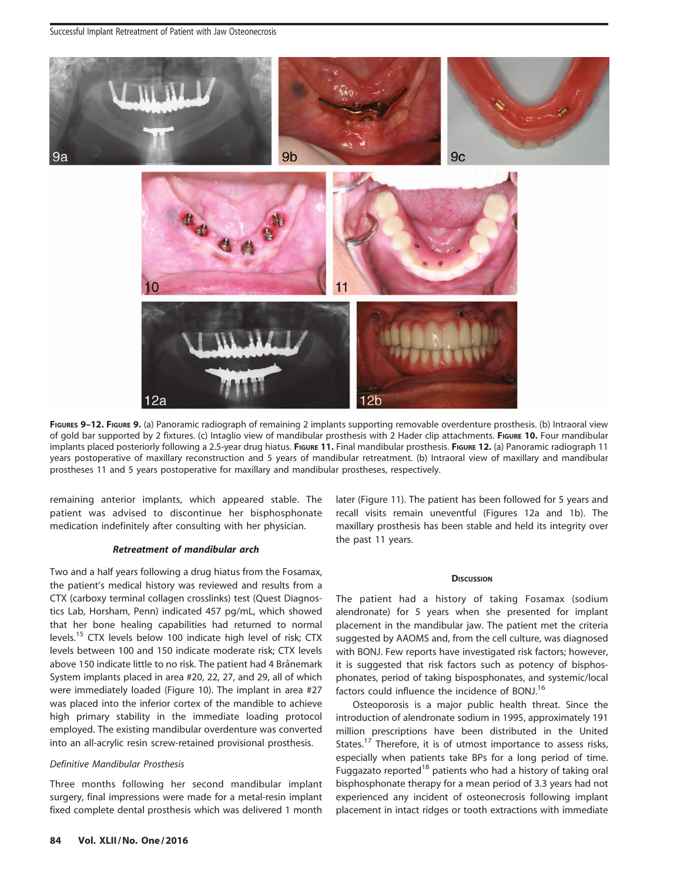FIGURES 9–12. FIGURE 9. (a) Panoramic radiograph of remaining 2 implants supporting removable overdenture prosthesis. (b) Intraoral view of gold bar supported by 2 fixtures. (c) Intaglio view of mandibular prosthesis with 2 Hader clip attachments. FIGURE 10. Four mandibular implants placed posteriorly following a 2.5-year drug hiatus. FIGURE 11. Final mandibular prosthesis. FIGURE 12. (a) Panoramic radiograph 11 years postoperative of maxillary reconstruction and 5 years of mandibular retreatment. (b) Intraoral view of maxillary and mandibular prostheses 11 and 5 years postoperative for maxillary and mandibular prostheses, respectively.

remaining anterior implants, which appeared stable. The patient was advised to discontinue her bisphosphonate medication indefinitely after consulting with her physician.

### *Retreatment of mandibular arch*

Two and a half years following a drug hiatus from the Fosamax, the patient's medical history was reviewed and results from a CTX (carboxy terminal collagen crosslinks) test (Quest Diagnostics Lab, Horsham, Penn) indicated 457 pg/mL, which showed that her bone healing capabilities had returned to normal levels.[15] CTX levels below 100 indicate high level of risk; CTX levels between 100 and 150 indicate moderate risk; CTX levels above 150 indicate little to no risk. The patient had 4 Brånemark System implants placed in area #20, 22, 27, and 29, all of which were immediately loaded (Figure 10). The implant in area #27 was placed into the inferior cortex of the mandible to achieve high primary stability in the immediate loading protocol employed. The existing mandibular overdenture was converted into an all-acrylic resin screw-retained provisional prosthesis.

#### *Definitive Mandibular Prosthesis*

Three months following her second mandibular implant surgery, final impressions were made for a metal-resin implant fixed complete dental prosthesis which was delivered 1 month later (Figure 11). The patient has been followed for 5 years and recall visits remain uneventful (Figures 12a and 1b). The maxillary prosthesis has been stable and held its integrity over the past 11 years.

## DISCUSSION

The patient had a history of taking Fosamax (sodium alendronate) for 5 years when she presented for implant placement in the mandibular jaw. The patient met the criteria suggested by AAOMS and, from the cell culture, was diagnosed with BONJ. Few reports have investigated risk factors; however, it is suggested that risk factors such as potency of bisphosphonates, period of taking bisposphonates, and systemic/local factors could influence the incidence of BONJ.[16]

Osteoporosis is a major public health threat. Since the introduction of alendronate sodium in 1995, approximately 191 million prescriptions have been distributed in the United States.[17] Therefore, it is of utmost importance to assess risks, especially when patients take BPs for a long period of time. Fuggazato reported[18] patients who had a history of taking oral bisphosphonate therapy for a mean period of 3.3 years had not experienced any incident of osteonecrosis following implant placement in intact ridges or tooth extractions with immediate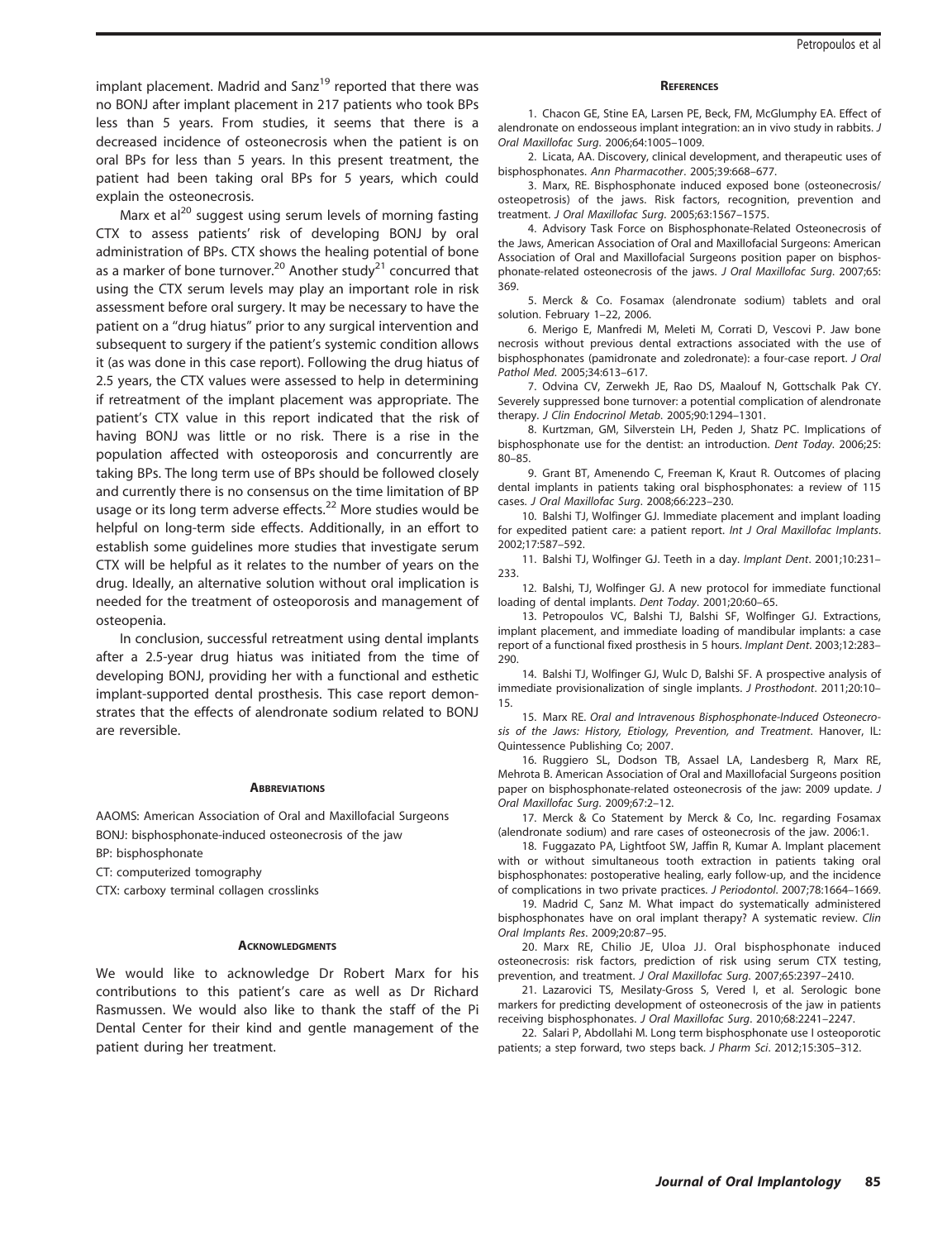implant placement. Madrid and Sanz[19] reported that there was no BONJ after implant placement in 217 patients who took BPs less than 5 years. From studies, it seems that there is a decreased incidence of osteonecrosis when the patient is on oral BPs for less than 5 years. In this present treatment, the patient had been taking oral BPs for 5 years, which could explain the osteonecrosis.

Marx et al[20] suggest using serum levels of morning fasting CTX to assess patients' risk of developing BONJ by oral administration of BPs. CTX shows the healing potential of bone as a marker of bone turnover.[20] Another study[21] concurred that using the CTX serum levels may play an important role in risk assessment before oral surgery. It may be necessary to have the patient on a "drug hiatus" prior to any surgical intervention and subsequent to surgery if the patient's systemic condition allows it (as was done in this case report). Following the drug hiatus of 2.5 years, the CTX values were assessed to help in determining if retreatment of the implant placement was appropriate. The patient's CTX value in this report indicated that the risk of having BONJ was little or no risk. There is a rise in the population affected with osteoporosis and concurrently are taking BPs. The long term use of BPs should be followed closely and currently there is no consensus on the time limitation of BP usage or its long term adverse effects.[22] More studies would be helpful on long-term side effects. Additionally, in an effort to establish some guidelines more studies that investigate serum CTX will be helpful as it relates to the number of years on the drug. Ideally, an alternative solution without oral implication is needed for the treatment of osteoporosis and management of osteopenia.

In conclusion, successful retreatment using dental implants after a 2.5-year drug hiatus was initiated from the time of developing BONJ, providing her with a functional and esthetic implant-supported dental prosthesis. This case report demonstrates that the effects of alendronate sodium related to BONJ are reversible.

## Abbreviations

AAOMS: American Association of Oral and Maxillofacial Surgeons

BONJ: bisphosphonate-induced osteonecrosis of the jaw

BP: bisphosphonate

CT: computerized tomography

CTX: carboxy terminal collagen crosslinks

## Acknowledgments

We would like to acknowledge Dr Robert Marx for his contributions to this patient's care as well as Dr Richard Rasmussen. We would also like to thank the staff of the Pi Dental Center for their kind and gentle management of the patient during her treatment.

## References

1. Chacon GE, Stine EA, Larsen PE, Beck, FM, McGlumphy EA. Effect of alendronate on endosseous implant integration: an in vivo study in rabbits. *J Oral Maxillofac Surg*. 2006;64:1005–1009.

2. Licata, AA. Discovery, clinical development, and therapeutic uses of bisphosphonates. *Ann Pharmacother*. 2005;39:668–677.

3. Marx, RE. Bisphosphonate induced exposed bone (osteonecrosis/osteopetrosis) of the jaws. Risk factors, recognition, prevention and treatment. *J Oral Maxillofac Surg*. 2005;63:1567–1575.

4. Advisory Task Force on Bisphosphonate-Related Osteonecrosis of the Jaws, American Association of Oral and Maxillofacial Surgeons: American Association of Oral and Maxillofacial Surgeons position paper on bisphosphonate-related osteonecrosis of the jaws. *J Oral Maxillofac Surg*. 2007;65: 369.

5. Merck & Co. Fosamax (alendronate sodium) tablets and oral solution. February 1–22, 2006.

6. Merigo E, Manfredi M, Meleti M, Corrati D, Vescovi P. Jaw bone necrosis without previous dental extractions associated with the use of bisphosphonates (pamidronate and zoledronate): a four-case report. *J Oral Pathol Med*. 2005;34:613–617.

7. Odvina CV, Zerwekh JE, Rao DS, Maalouf N, Gottschalk Pak CY. Severely suppressed bone turnover: a potential complication of alendronate therapy. *J Clin Endocrinol Metab*. 2005;90:1294–1301.

8. Kurtzman, GM, Silverstein LH, Peden J, Shatz PC. Implications of bisphosphonate use for the dentist: an introduction. *Dent Today*. 2006;25: 80–85.

9. Grant BT, Amenendo C, Freeman K, Kraut R. Outcomes of placing dental implants in patients taking oral bisphosphonates: a review of 115 cases. *J Oral Maxillofac Surg*. 2008;66:223–230.

10. Balshi TJ, Wolfinger GJ. Immediate placement and implant loading for expedited patient care: a patient report. *Int J Oral Maxillofac Implants*. 2002;17:587–592.

11. Balshi TJ, Wolfinger GJ. Teeth in a day. *Implant Dent*. 2001;10:231–233.

12. Balshi, TJ, Wolfinger GJ. A new protocol for immediate functional loading of dental implants. *Dent Today*. 2001;20:60–65.

13. Petropoulos VC, Balshi TJ, Balshi SF, Wolfinger GJ. Extractions, implant placement, and immediate loading of mandibular implants: a case report of a functional fixed prosthesis in 5 hours. *Implant Dent*. 2003;12:283–290.

14. Balshi TJ, Wolfinger GJ, Wulc D, Balshi SF. A prospective analysis of immediate provisionalization of single implants. *J Prosthodont*. 2011;20:10–15.

15. Marx RE. *Oral and Intravenous Bisphosphonate-Induced Osteonecrosis of the Jaws: History, Etiology, Prevention, and Treatment*. Hanover, IL: Quintessence Publishing Co; 2007.

16. Ruggiero SL, Dodson TB, Assael LA, Landesberg R, Marx RE, Mehrota B. American Association of Oral and Maxillofacial Surgeons position paper on bisphosphonate-related osteonecrosis of the jaw: 2009 update. *J Oral Maxillofac Surg*. 2009;67:2–12.

17. Merck & Co Statement by Merck & Co, Inc. regarding Fosamax (alendronate sodium) and rare cases of osteonecrosis of the jaw. 2006:1.

18. Fuggazato PA, Lightfoot SW, Jaffin R, Kumar A. Implant placement with or without simultaneous tooth extraction in patients taking oral bisphosphonates: postoperative healing, early follow-up, and the incidence of complications in two private practices. *J Periodontol*. 2007;78:1664–1669.

19. Madrid C, Sanz M. What impact do systematically administered bisphosphonates have on oral implant therapy? A systematic review. *Clin Oral Implants Res*. 2009;20:87–95.

20. Marx RE, Chilio JE, Uloa JJ. Oral bisphosphonate induced osteonecrosis: risk factors, prediction of risk using serum CTX testing, prevention, and treatment. *J Oral Maxillofac Surg*. 2007;65:2397–2410.

21. Lazarovici TS, Mesilaty-Gross S, Vered I, et al. Serologic bone markers for predicting development of osteonecrosis of the jaw in patients receiving bisphosphonates. *J Oral Maxillofac Surg*. 2010;68:2241–2247.

22. Salari P, Abdollahi M. Long term bisphosphonate use I osteoporotic patients; a step forward, two steps back. *J Pharm Sci*. 2012;15:305–312.